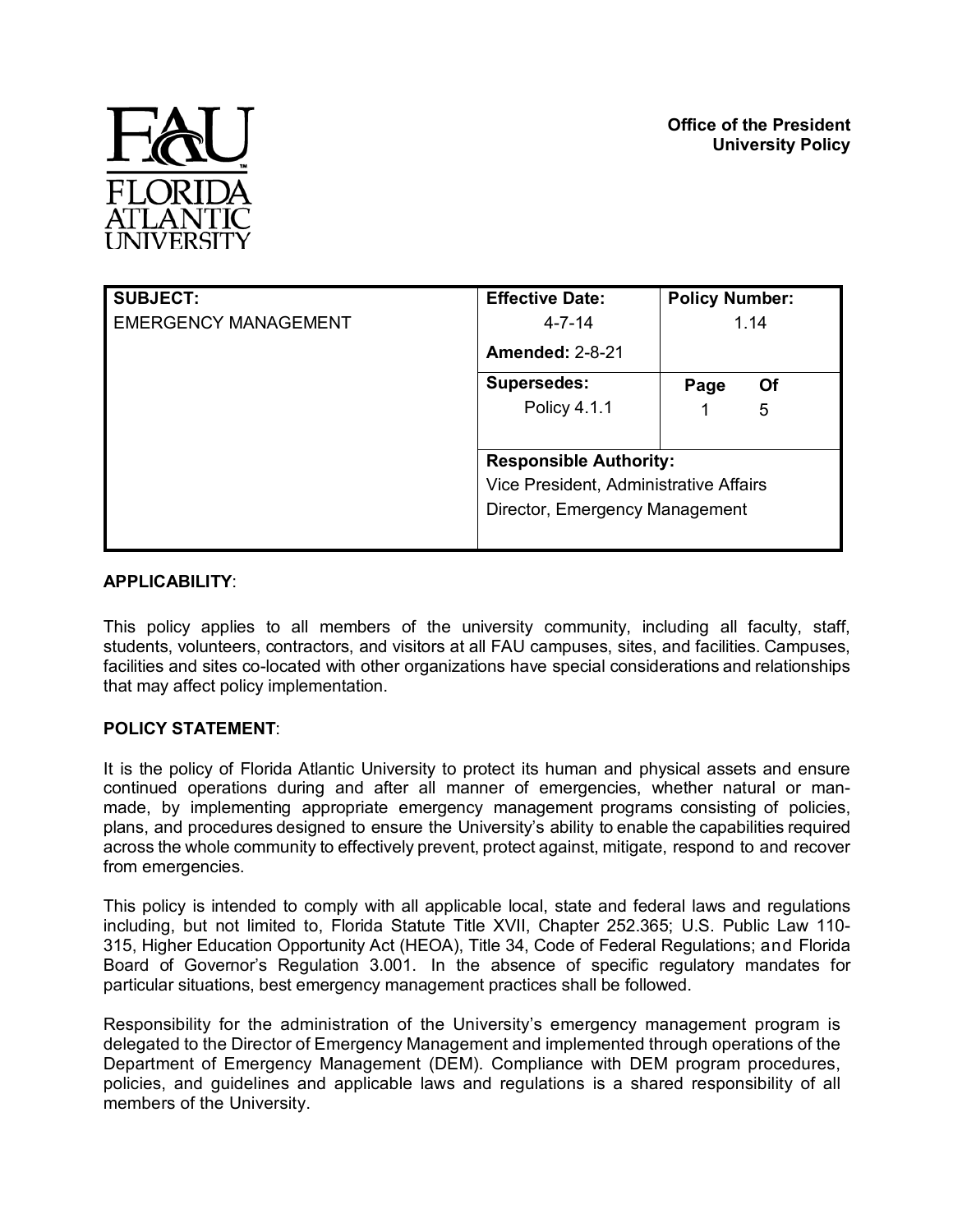**Office of the President**
**University Policy**

| **SUBJECT:** | **Effective Date:** | **Policy Number:** |
|---|---|---|
| EMERGENCY MANAGEMENT | 4-7-14 **Amended:** 2-8-21 | 1.14 |
| | **Supersedes:** Policy 4.1.1 | **Page** 1 **Of** 5 |
| | **Responsible Authority:** Vice President, Administrative Affairs Director, Emergency Management | |

**APPLICABILITY**:

This policy applies to all members of the university community, including all faculty, staff, students, volunteers, contractors, and visitors at all FAU campuses, sites, and facilities. Campuses, facilities and sites co-located with other organizations have special considerations and relationships that may affect policy implementation.

**POLICY STATEMENT**:

It is the policy of Florida Atlantic University to protect its human and physical assets and ensure continued operations during and after all manner of emergencies, whether natural or man-made, by implementing appropriate emergency management programs consisting of policies, plans, and procedures designed to ensure the University's ability to enable the capabilities required across the whole community to effectively prevent, protect against, mitigate, respond to and recover from emergencies.

This policy is intended to comply with all applicable local, state and federal laws and regulations including, but not limited to, Florida Statute Title XVII, Chapter 252.365; U.S. Public Law 110-315, Higher Education Opportunity Act (HEOA), Title 34, Code of Federal Regulations; and Florida Board of Governor's Regulation 3.001. In the absence of specific regulatory mandates for particular situations, best emergency management practices shall be followed.

Responsibility for the administration of the University's emergency management program is delegated to the Director of Emergency Management and implemented through operations of the Department of Emergency Management (DEM). Compliance with DEM program procedures, policies, and guidelines and applicable laws and regulations is a shared responsibility of all members of the University.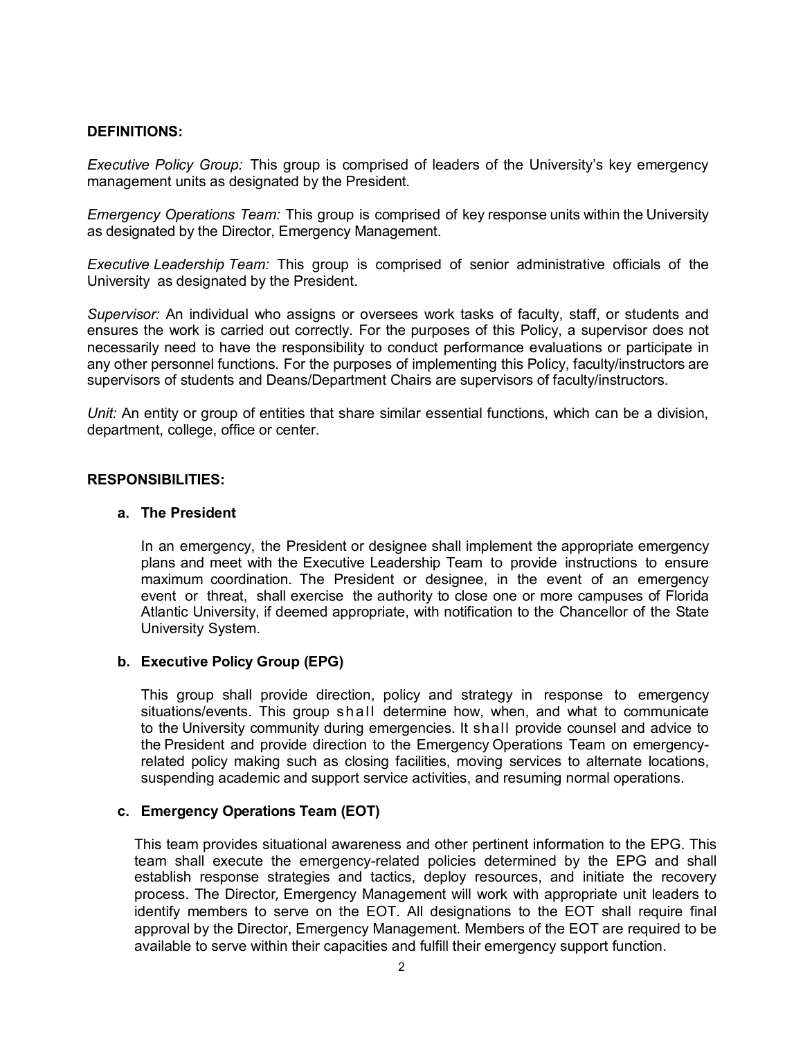**DEFINITIONS:**

*Executive Policy Group:* This group is comprised of leaders of the University's key emergency management units as designated by the President.

*Emergency Operations Team:* This group is comprised of key response units within the University as designated by the Director, Emergency Management.

*Executive Leadership Team:* This group is comprised of senior administrative officials of the University as designated by the President.

*Supervisor:* An individual who assigns or oversees work tasks of faculty, staff, or students and ensures the work is carried out correctly. For the purposes of this Policy, a supervisor does not necessarily need to have the responsibility to conduct performance evaluations or participate in any other personnel functions. For the purposes of implementing this Policy, faculty/instructors are supervisors of students and Deans/Department Chairs are supervisors of faculty/instructors.

*Unit:* An entity or group of entities that share similar essential functions, which can be a division, department, college, office or center.

**RESPONSIBILITIES:**

**a. The President**

In an emergency, the President or designee shall implement the appropriate emergency plans and meet with the Executive Leadership Team to provide instructions to ensure maximum coordination. The President or designee, in the event of an emergency event or threat, shall exercise the authority to close one or more campuses of Florida Atlantic University, if deemed appropriate, with notification to the Chancellor of the State University System.

**b. Executive Policy Group (EPG)**

This group shall provide direction, policy and strategy in response to emergency situations/events. This group shall determine how, when, and what to communicate to the University community during emergencies. It shall provide counsel and advice to the President and provide direction to the Emergency Operations Team on emergency-related policy making such as closing facilities, moving services to alternate locations, suspending academic and support service activities, and resuming normal operations.

**c. Emergency Operations Team (EOT)**

This team provides situational awareness and other pertinent information to the EPG. This team shall execute the emergency-related policies determined by the EPG and shall establish response strategies and tactics, deploy resources, and initiate the recovery process. The Director, Emergency Management will work with appropriate unit leaders to identify members to serve on the EOT. All designations to the EOT shall require final approval by the Director, Emergency Management. Members of the EOT are required to be available to serve within their capacities and fulfill their emergency support function.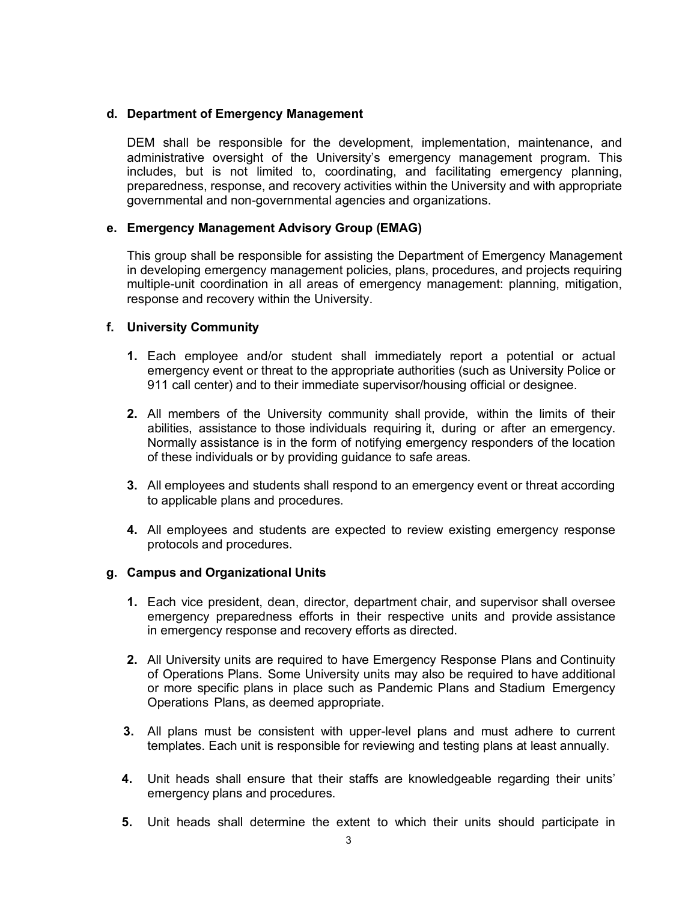**d. Department of Emergency Management**

DEM shall be responsible for the development, implementation, maintenance, and administrative oversight of the University's emergency management program. This includes, but is not limited to, coordinating, and facilitating emergency planning, preparedness, response, and recovery activities within the University and with appropriate governmental and non-governmental agencies and organizations.

**e. Emergency Management Advisory Group (EMAG)**

This group shall be responsible for assisting the Department of Emergency Management in developing emergency management policies, plans, procedures, and projects requiring multiple-unit coordination in all areas of emergency management: planning, mitigation, response and recovery within the University.

**f. University Community**

1. Each employee and/or student shall immediately report a potential or actual emergency event or threat to the appropriate authorities (such as University Police or 911 call center) and to their immediate supervisor/housing official or designee.

2. All members of the University community shall provide, within the limits of their abilities, assistance to those individuals requiring it, during or after an emergency. Normally assistance is in the form of notifying emergency responders of the location of these individuals or by providing guidance to safe areas.

3. All employees and students shall respond to an emergency event or threat according to applicable plans and procedures.

4. All employees and students are expected to review existing emergency response protocols and procedures.

**g. Campus and Organizational Units**

1. Each vice president, dean, director, department chair, and supervisor shall oversee emergency preparedness efforts in their respective units and provide assistance in emergency response and recovery efforts as directed.

2. All University units are required to have Emergency Response Plans and Continuity of Operations Plans. Some University units may also be required to have additional or more specific plans in place such as Pandemic Plans and Stadium Emergency Operations Plans, as deemed appropriate.

3. All plans must be consistent with upper-level plans and must adhere to current templates. Each unit is responsible for reviewing and testing plans at least annually.

4. Unit heads shall ensure that their staffs are knowledgeable regarding their units' emergency plans and procedures.

5. Unit heads shall determine the extent to which their units should participate in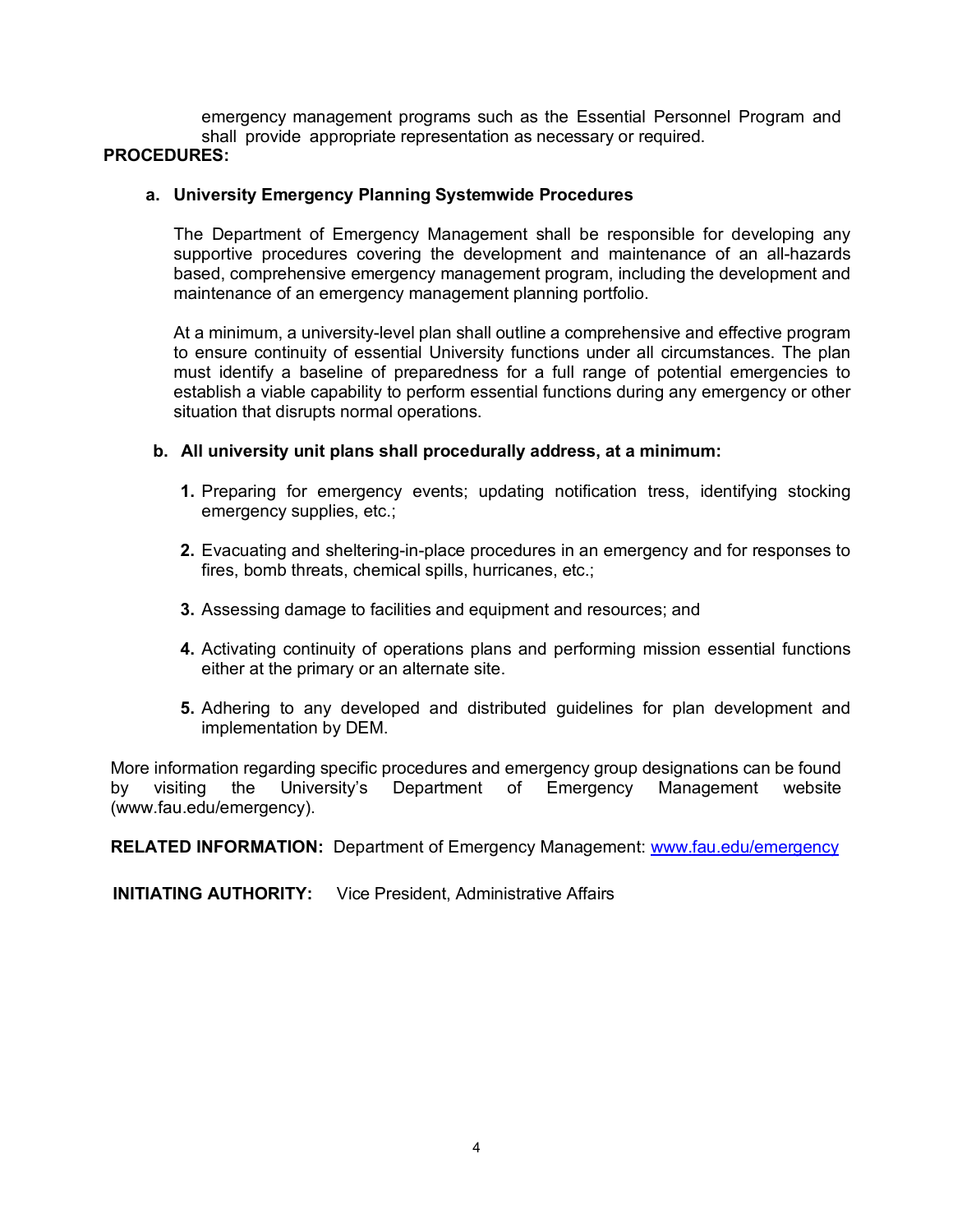emergency management programs such as the Essential Personnel Program and shall provide appropriate representation as necessary or required.

**PROCEDURES:**

**a. University Emergency Planning Systemwide Procedures**

The Department of Emergency Management shall be responsible for developing any supportive procedures covering the development and maintenance of an all-hazards based, comprehensive emergency management program, including the development and maintenance of an emergency management planning portfolio.

At a minimum, a university-level plan shall outline a comprehensive and effective program to ensure continuity of essential University functions under all circumstances. The plan must identify a baseline of preparedness for a full range of potential emergencies to establish a viable capability to perform essential functions during any emergency or other situation that disrupts normal operations.

**b. All university unit plans shall procedurally address, at a minimum:**

1. Preparing for emergency events; updating notification tress, identifying stocking emergency supplies, etc.;
2. Evacuating and sheltering-in-place procedures in an emergency and for responses to fires, bomb threats, chemical spills, hurricanes, etc.;
3. Assessing damage to facilities and equipment and resources; and
4. Activating continuity of operations plans and performing mission essential functions either at the primary or an alternate site.
5. Adhering to any developed and distributed guidelines for plan development and implementation by DEM.

More information regarding specific procedures and emergency group designations can be found by visiting the University's Department of Emergency Management website (www.fau.edu/emergency).

**RELATED INFORMATION:** Department of Emergency Management: www.fau.edu/emergency

**INITIATING AUTHORITY:** Vice President, Administrative Affairs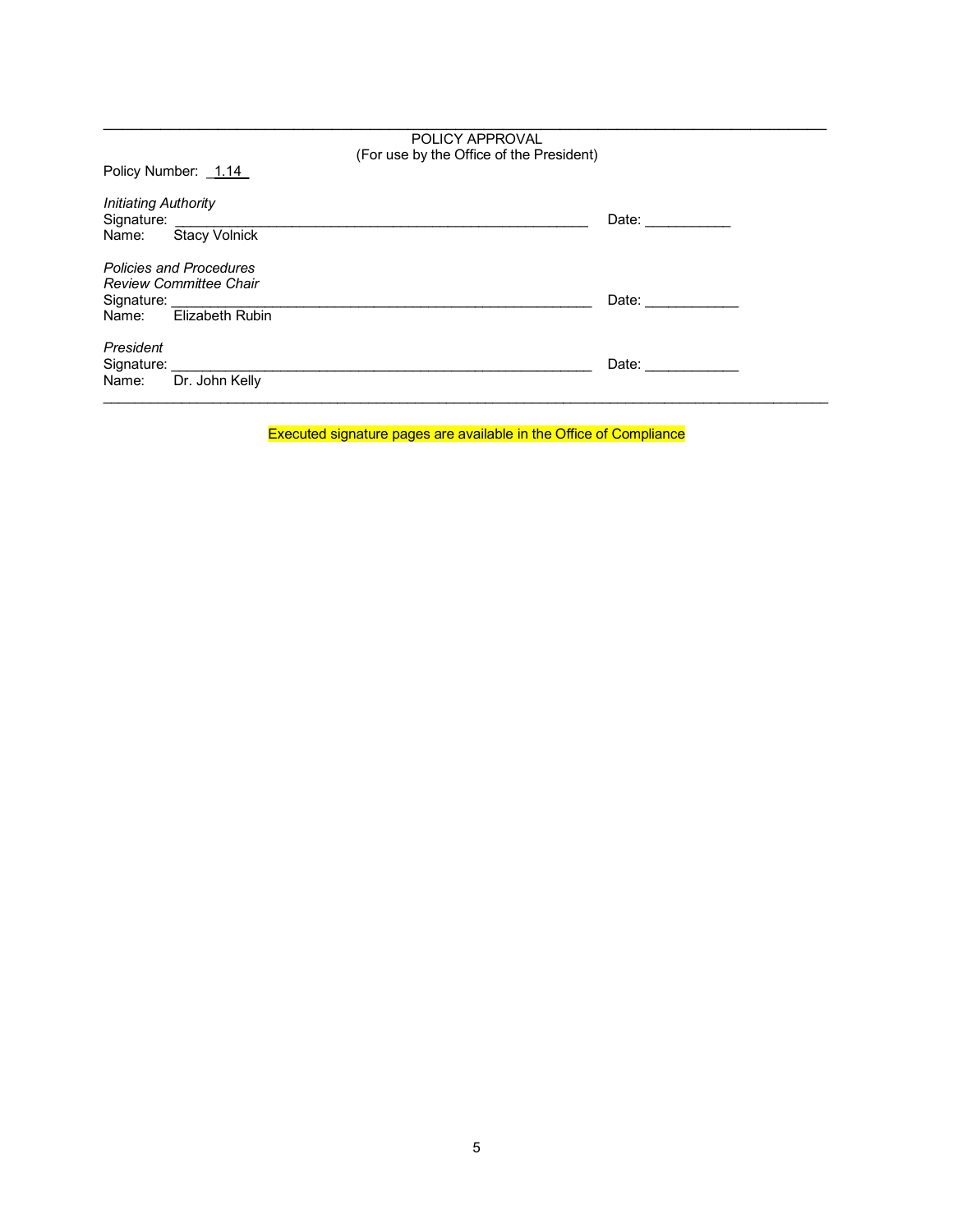---

POLICY APPROVAL
(For use by the Office of the President)

Policy Number: 1.14

*Initiating Authority*
Signature: ______________________________ Date: ___________
Name: Stacy Volnick

*Policies and Procedures*
*Review Committee Chair*
Signature: ______________________________ Date: ___________
Name: Elizabeth Rubin

*President*
Signature: ______________________________ Date: ___________
Name: Dr. John Kelly

---

Executed signature pages are available in the Office of Compliance